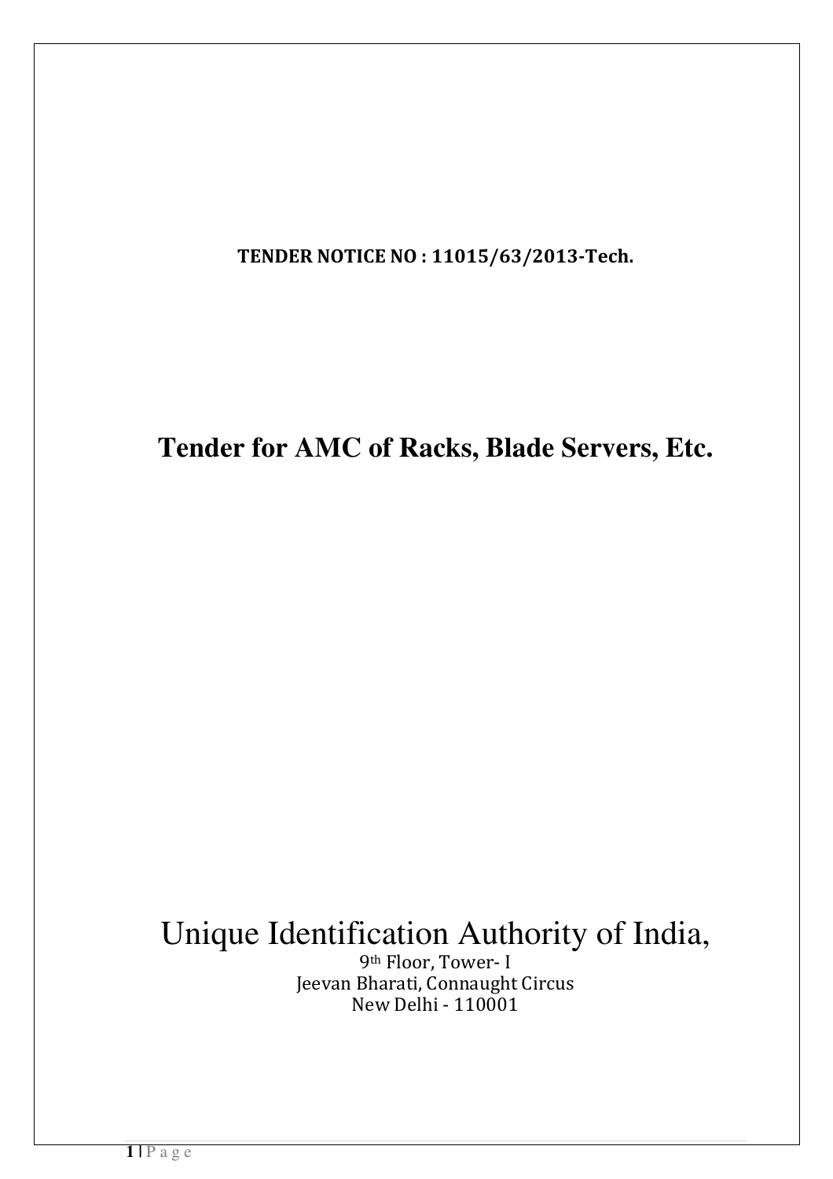**TENDER NOTICE NO : 11015/63/2013-Tech.**

# Tender for AMC of Racks, Blade Servers, Etc.

Unique Identification Authority of India,

9th Floor, Tower- I
Jeevan Bharati, Connaught Circus
New Delhi - 110001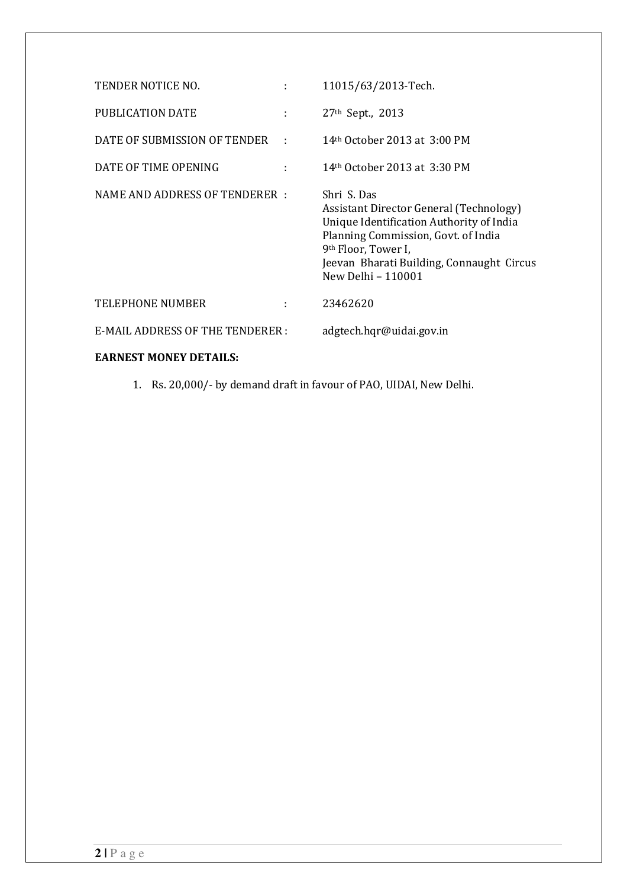| | | |
|---|---|---|
| TENDER NOTICE NO. | : | 11015/63/2013-Tech. |
| PUBLICATION DATE | : | 27th Sept., 2013 |
| DATE OF SUBMISSION OF TENDER | : | 14th October 2013 at 3:00 PM |
| DATE OF TIME OPENING | : | 14th October 2013 at 3:30 PM |
| NAME AND ADDRESS OF TENDERER | : | Shri S. Das<br>Assistant Director General (Technology)<br>Unique Identification Authority of India<br>Planning Commission, Govt. of India<br>9th Floor, Tower I,<br>Jeevan Bharati Building, Connaught Circus<br>New Delhi – 110001 |
| TELEPHONE NUMBER | : | 23462620 |
| E-MAIL ADDRESS OF THE TENDERER | : | adgtech.hqr@uidai.gov.in |

**EARNEST MONEY DETAILS:**

1. Rs. 20,000/- by demand draft in favour of PAO, UIDAI, New Delhi.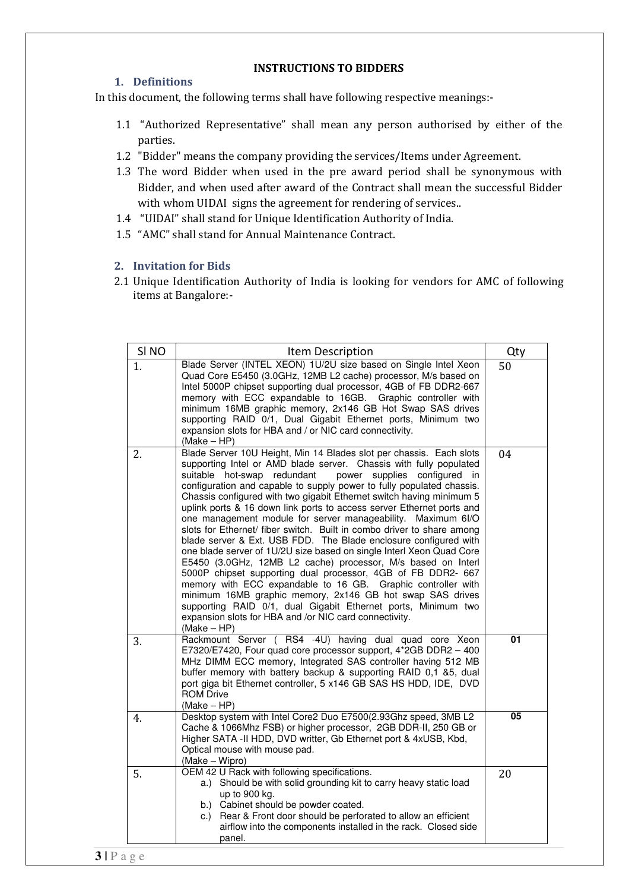**INSTRUCTIONS TO BIDDERS**

## 1. Definitions

In this document, the following terms shall have following respective meanings:-

1.1 "Authorized Representative" shall mean any person authorised by either of the parties.

1.2 "Bidder" means the company providing the services/Items under Agreement.

1.3 The word Bidder when used in the pre award period shall be synonymous with Bidder, and when used after award of the Contract shall mean the successful Bidder with whom UIDAI signs the agreement for rendering of services..

1.4 "UIDAI" shall stand for Unique Identification Authority of India.

1.5 "AMC" shall stand for Annual Maintenance Contract.

## 2. Invitation for Bids

2.1 Unique Identification Authority of India is looking for vendors for AMC of following items at Bangalore:-

| Sl NO | Item Description | Qty |
|---|---|---|
| 1. | Blade Server (INTEL XEON) 1U/2U size based on Single Intel Xeon Quad Core E5450 (3.0GHz, 12MB L2 cache) processor, M/s based on Intel 5000P chipset supporting dual processor, 4GB of FB DDR2-667 memory with ECC expandable to 16GB. Graphic controller with minimum 16MB graphic memory, 2x146 GB Hot Swap SAS drives supporting RAID 0/1, Dual Gigabit Ethernet ports, Minimum two expansion slots for HBA and / or NIC card connectivity. (Make – HP) | 50 |
| 2. | Blade Server 10U Height, Min 14 Blades slot per chassis. Each slots supporting Intel or AMD blade server. Chassis with fully populated suitable hot-swap redundant power supplies configured in configuration and capable to supply power to fully populated chassis. Chassis configured with two gigabit Ethernet switch having minimum 5 uplink ports & 16 down link ports to access server Ethernet ports and one management module for server manageability. Maximum 6I/O slots for Ethernet/ fiber switch. Built in combo driver to share among blade server & Ext. USB FDD. The Blade enclosure configured with one blade server of 1U/2U size based on single Interl Xeon Quad Core E5450 (3.0GHz, 12MB L2 cache) processor, M/s based on Interl 5000P chipset supporting dual processor, 4GB of FB DDR2- 667 memory with ECC expandable to 16 GB. Graphic controller with minimum 16MB graphic memory, 2x146 GB hot swap SAS drives supporting RAID 0/1, dual Gigabit Ethernet ports, Minimum two expansion slots for HBA and /or NIC card connectivity. (Make – HP) | 04 |
| 3. | Rackmount Server ( RS4 -4U) having dual quad core Xeon E7320/E7420, Four quad core processor support, 4*2GB DDR2 – 400 MHz DIMM ECC memory, Integrated SAS controller having 512 MB buffer memory with battery backup & supporting RAID 0,1 &5, dual port giga bit Ethernet controller, 5 x146 GB SAS HS HDD, IDE, DVD ROM Drive (Make – HP) | **01** |
| 4. | Desktop system with Intel Core2 Duo E7500(2.93Ghz speed, 3MB L2 Cache & 1066Mhz FSB) or higher processor, 2GB DDR-II, 250 GB or Higher SATA -II HDD, DVD writter, Gb Ethernet port & 4xUSB, Kbd, Optical mouse with mouse pad. (Make – Wipro) | **05** |
| 5. | OEM 42 U Rack with following specifications.<br>a.) Should be with solid grounding kit to carry heavy static load up to 900 kg.<br>b.) Cabinet should be powder coated.<br>c.) Rear & Front door should be perforated to allow an efficient airflow into the components installed in the rack. Closed side panel. | 20 |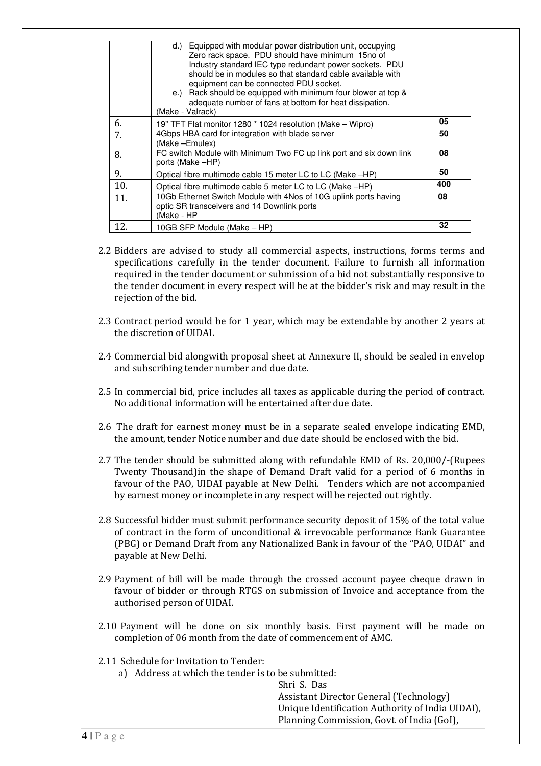| | | |
|---|---|---|
| | d.) Equipped with modular power distribution unit, occupying Zero rack space. PDU should have minimum 15no of Industry standard IEC type redundant power sockets. PDU should be in modules so that standard cable available with equipment can be connected PDU socket.<br>e.) Rack should be equipped with minimum four blower at top & adequate number of fans at bottom for heat dissipation.<br>(Make - Valrack) | |
| 6. | 19" TFT Flat monitor 1280 * 1024 resolution (Make – Wipro) | 05 |
| 7. | 4Gbps HBA card for integration with blade server (Make –Emulex) | 50 |
| 8. | FC switch Module with Minimum Two FC up link port and six down link ports (Make –HP) | 08 |
| 9. | Optical fibre multimode cable 15 meter LC to LC (Make –HP) | 50 |
| 10. | Optical fibre multimode cable 5 meter LC to LC (Make –HP) | 400 |
| 11. | 10Gb Ethernet Switch Module with 4Nos of 10G uplink ports having optic SR transceivers and 14 Downlink ports (Make - HP | 08 |
| 12. | 10GB SFP Module (Make – HP) | 32 |

2.2 Bidders are advised to study all commercial aspects, instructions, forms terms and specifications carefully in the tender document. Failure to furnish all information required in the tender document or submission of a bid not substantially responsive to the tender document in every respect will be at the bidder's risk and may result in the rejection of the bid.

2.3 Contract period would be for 1 year, which may be extendable by another 2 years at the discretion of UIDAI.

2.4 Commercial bid alongwith proposal sheet at Annexure II, should be sealed in envelop and subscribing tender number and due date.

2.5 In commercial bid, price includes all taxes as applicable during the period of contract. No additional information will be entertained after due date.

2.6 The draft for earnest money must be in a separate sealed envelope indicating EMD, the amount, tender Notice number and due date should be enclosed with the bid.

2.7 The tender should be submitted along with refundable EMD of Rs. 20,000/-(Rupees Twenty Thousand)in the shape of Demand Draft valid for a period of 6 months in favour of the PAO, UIDAI payable at New Delhi. Tenders which are not accompanied by earnest money or incomplete in any respect will be rejected out rightly.

2.8 Successful bidder must submit performance security deposit of 15% of the total value of contract in the form of unconditional & irrevocable performance Bank Guarantee (PBG) or Demand Draft from any Nationalized Bank in favour of the "PAO, UIDAI" and payable at New Delhi.

2.9 Payment of bill will be made through the crossed account payee cheque drawn in favour of bidder or through RTGS on submission of Invoice and acceptance from the authorised person of UIDAI.

2.10 Payment will be done on six monthly basis. First payment will be made on completion of 06 month from the date of commencement of AMC.

2.11 Schedule for Invitation to Tender:

a) Address at which the tender is to be submitted:

Shri S. Das
Assistant Director General (Technology)
Unique Identification Authority of India UIDAI),
Planning Commission, Govt. of India (GoI),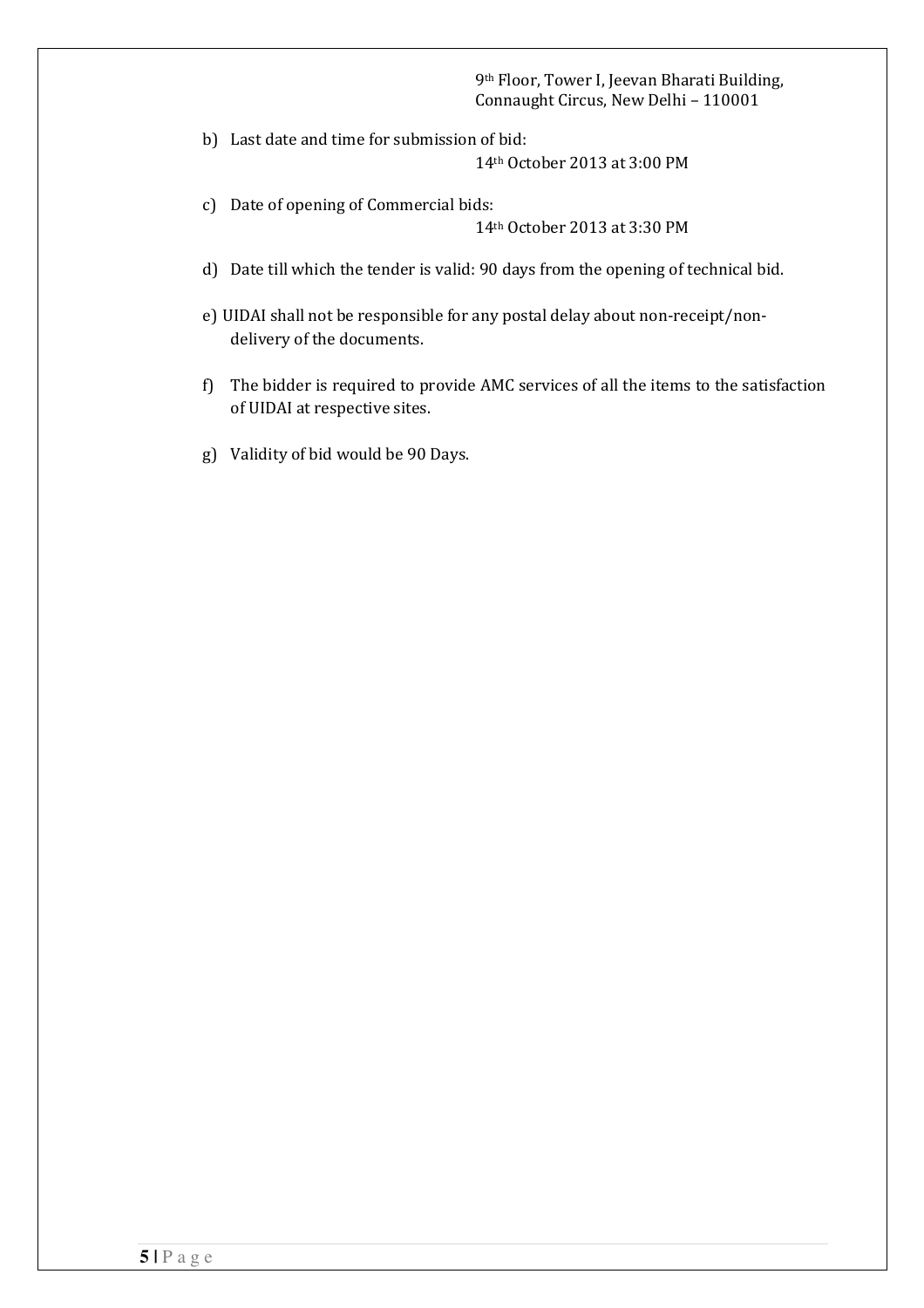9th Floor, Tower I, Jeevan Bharati Building,
Connaught Circus, New Delhi – 110001

b) Last date and time for submission of bid:
14th October 2013 at 3:00 PM

c) Date of opening of Commercial bids:
14th October 2013 at 3:30 PM

d) Date till which the tender is valid: 90 days from the opening of technical bid.

e) UIDAI shall not be responsible for any postal delay about non-receipt/non-delivery of the documents.

f) The bidder is required to provide AMC services of all the items to the satisfaction of UIDAI at respective sites.

g) Validity of bid would be 90 Days.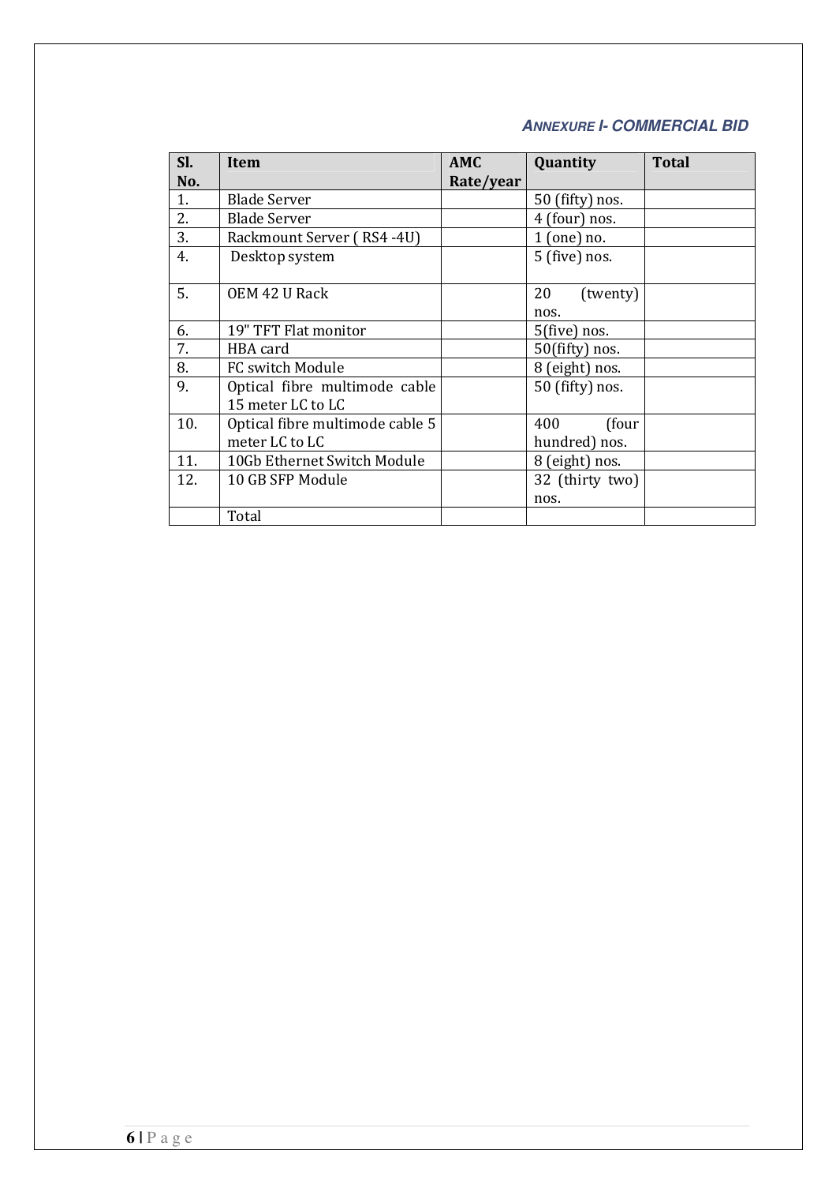### ANNEXURE I- COMMERCIAL BID

| Sl. No. | Item | AMC Rate/year | Quantity | Total |
|---|---|---|---|---|
| 1. | Blade Server | | 50 (fifty) nos. | |
| 2. | Blade Server | | 4 (four) nos. | |
| 3. | Rackmount Server ( RS4 -4U) | | 1 (one) no. | |
| 4. | Desktop system | | 5 (five) nos. | |
| 5. | OEM 42 U Rack | | 20 (twenty) nos. | |
| 6. | 19" TFT Flat monitor | | 5(five) nos. | |
| 7. | HBA card | | 50(fifty) nos. | |
| 8. | FC switch Module | | 8 (eight) nos. | |
| 9. | Optical fibre multimode cable 15 meter LC to LC | | 50 (fifty) nos. | |
| 10. | Optical fibre multimode cable 5 meter LC to LC | | 400 (four hundred) nos. | |
| 11. | 10Gb Ethernet Switch Module | | 8 (eight) nos. | |
| 12. | 10 GB SFP Module | | 32 (thirty two) nos. | |
| | Total | | | |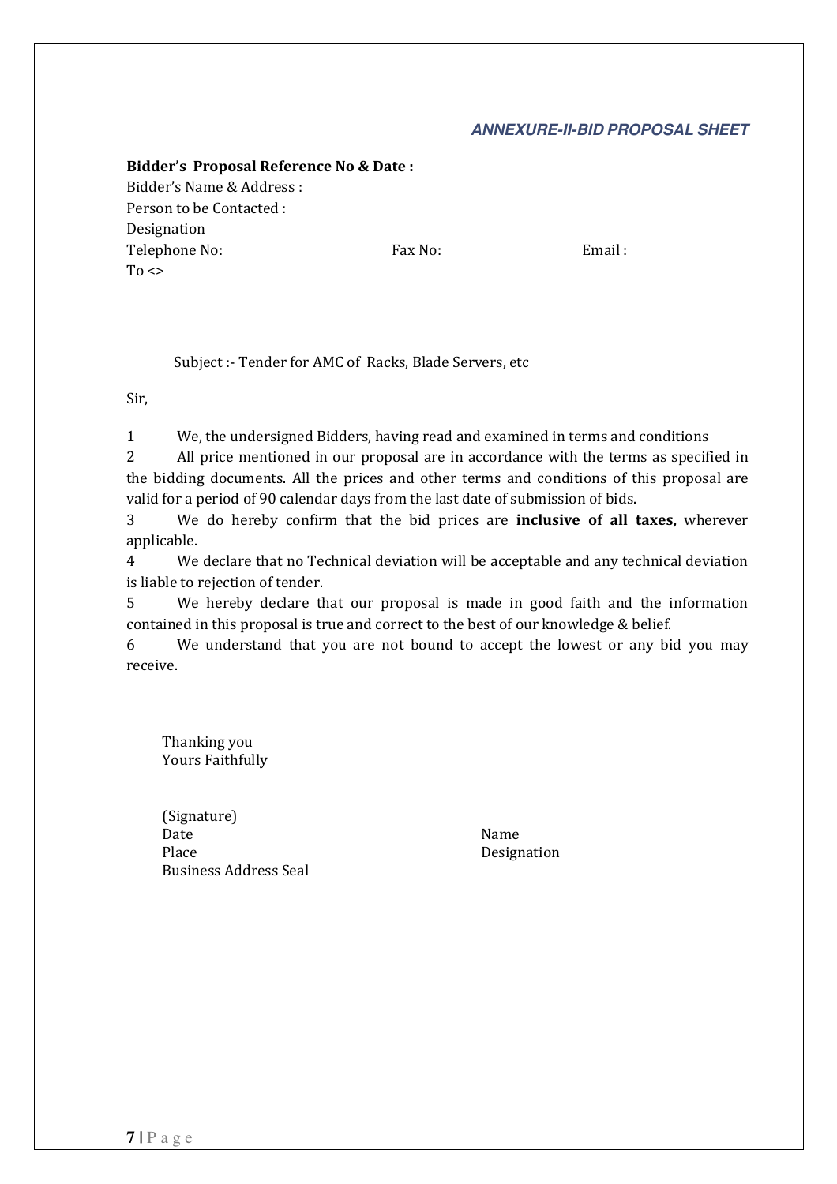### *ANNEXURE-II-BID PROPOSAL SHEET*

**Bidder's Proposal Reference No & Date :**

Bidder's Name & Address :

Person to be Contacted :

Designation

Telephone No: Fax No: Email :

To <>

Subject :- Tender for AMC of Racks, Blade Servers, etc

Sir,

1 We, the undersigned Bidders, having read and examined in terms and conditions

2 All price mentioned in our proposal are in accordance with the terms as specified in the bidding documents. All the prices and other terms and conditions of this proposal are valid for a period of 90 calendar days from the last date of submission of bids.

3 We do hereby confirm that the bid prices are **inclusive of all taxes,** wherever applicable.

4 We declare that no Technical deviation will be acceptable and any technical deviation is liable to rejection of tender.

5 We hereby declare that our proposal is made in good faith and the information contained in this proposal is true and correct to the best of our knowledge & belief.

6 We understand that you are not bound to accept the lowest or any bid you may receive.

Thanking you

Yours Faithfully

(Signature)

Date

Place

Business Address Seal

Name

Designation